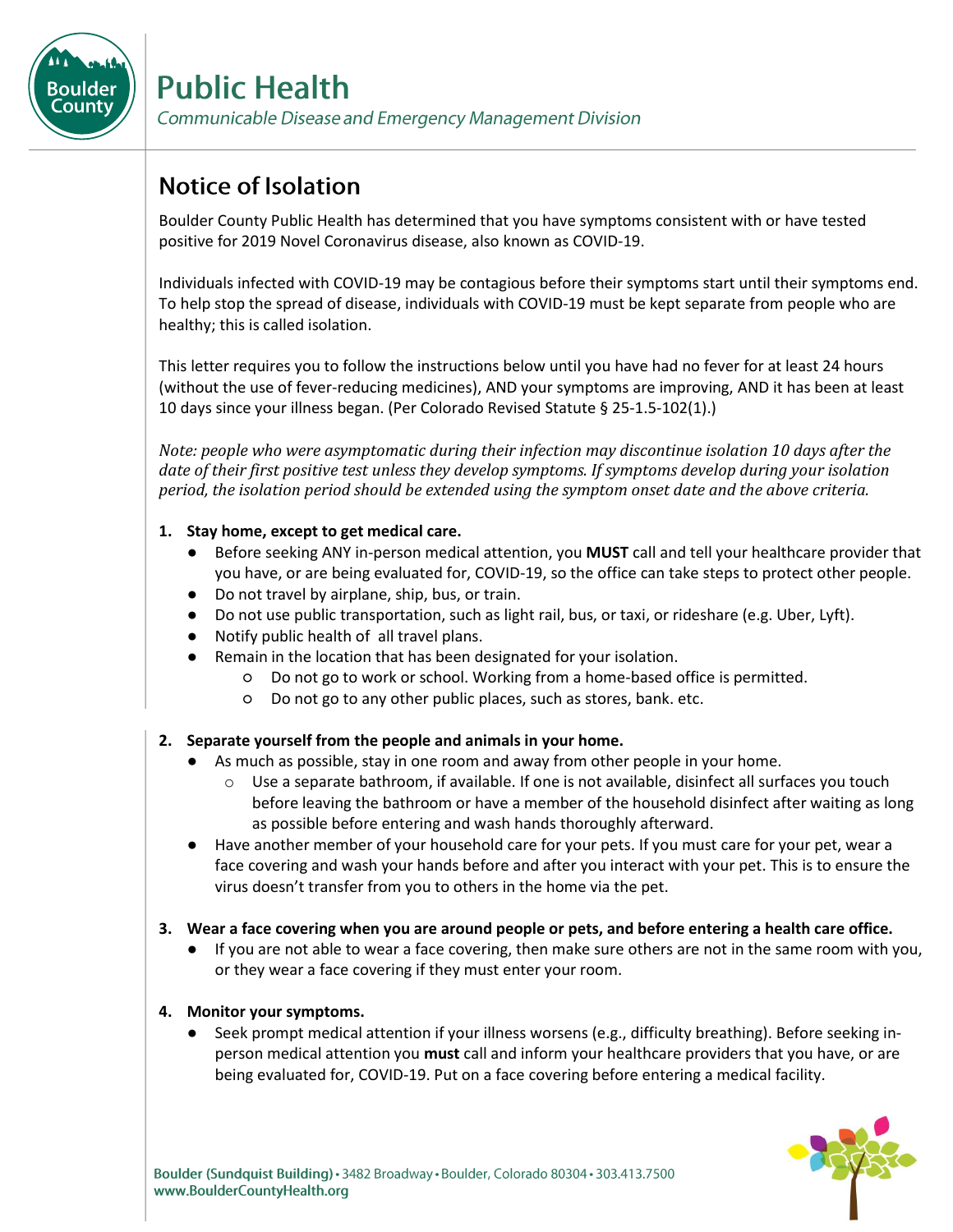# Public Health

*Communicable Disease and Emergency Management Division*

## Notice of Isolation

Boulder County Public Health has determined that you have symptoms consistent with or have tested positive for 2019 Novel Coronavirus disease, also known as COVID-19.

Individuals infected with COVID-19 may be contagious before their symptoms start until their symptoms end. To help stop the spread of disease, individuals with COVID-19 must be kept separate from people who are healthy; this is called isolation.

This letter requires you to follow the instructions below until you have had no fever for at least 24 hours (without the use of fever-reducing medicines), AND your symptoms are improving, AND it has been at least 10 days since your illness began. (Per Colorado Revised Statute § 25-1.5-102(1).)

*Note: people who were asymptomatic during their infection may discontinue isolation 10 days after the date of their first positive test unless they develop symptoms. If symptoms develop during your isolation period, the isolation period should be extended using the symptom onset date and the above criteria.*

1. **Stay home, except to get medical care.**
   - Before seeking ANY in-person medical attention, you **MUST** call and tell your healthcare provider that you have, or are being evaluated for, COVID-19, so the office can take steps to protect other people.
   - Do not travel by airplane, ship, bus, or train.
   - Do not use public transportation, such as light rail, bus, or taxi, or rideshare (e.g. Uber, Lyft).
   - Notify public health of all travel plans.
   - Remain in the location that has been designated for your isolation.
     - Do not go to work or school. Working from a home-based office is permitted.
     - Do not go to any other public places, such as stores, bank. etc.

2. **Separate yourself from the people and animals in your home.**
   - As much as possible, stay in one room and away from other people in your home.
     - Use a separate bathroom, if available. If one is not available, disinfect all surfaces you touch before leaving the bathroom or have a member of the household disinfect after waiting as long as possible before entering and wash hands thoroughly afterward.
   - Have another member of your household care for your pets. If you must care for your pet, wear a face covering and wash your hands before and after you interact with your pet. This is to ensure the virus doesn't transfer from you to others in the home via the pet.

3. **Wear a face covering when you are around people or pets, and before entering a health care office.**
   - If you are not able to wear a face covering, then make sure others are not in the same room with you, or they wear a face covering if they must enter your room.

4. **Monitor your symptoms.**
   - Seek prompt medical attention if your illness worsens (e.g., difficulty breathing). Before seeking in-person medical attention you **must** call and inform your healthcare providers that you have, or are being evaluated for, COVID-19. Put on a face covering before entering a medical facility.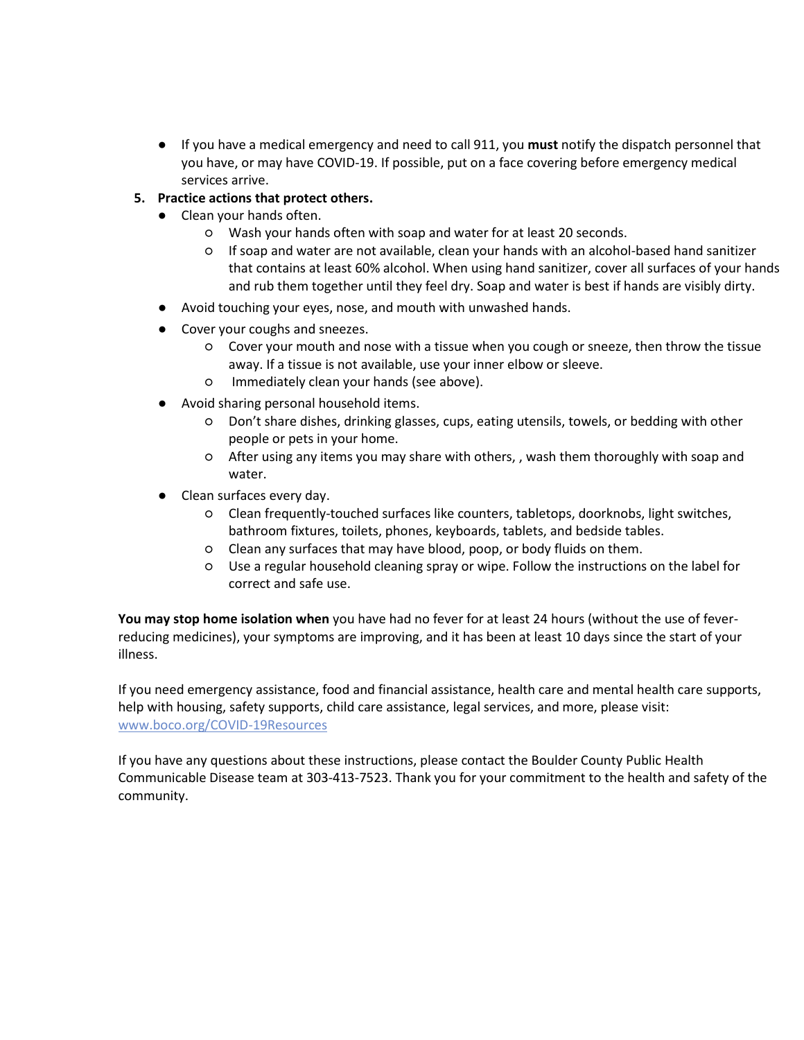- If you have a medical emergency and need to call 911, you **must** notify the dispatch personnel that you have, or may have COVID-19. If possible, put on a face covering before emergency medical services arrive.

5. **Practice actions that protect others.**
    - Clean your hands often.
        - Wash your hands often with soap and water for at least 20 seconds.
        - If soap and water are not available, clean your hands with an alcohol-based hand sanitizer that contains at least 60% alcohol. When using hand sanitizer, cover all surfaces of your hands and rub them together until they feel dry. Soap and water is best if hands are visibly dirty.
    - Avoid touching your eyes, nose, and mouth with unwashed hands.
    - Cover your coughs and sneezes.
        - Cover your mouth and nose with a tissue when you cough or sneeze, then throw the tissue away. If a tissue is not available, use your inner elbow or sleeve.
        - Immediately clean your hands (see above).
    - Avoid sharing personal household items.
        - Don't share dishes, drinking glasses, cups, eating utensils, towels, or bedding with other people or pets in your home.
        - After using any items you may share with others, , wash them thoroughly with soap and water.
    - Clean surfaces every day.
        - Clean frequently-touched surfaces like counters, tabletops, doorknobs, light switches, bathroom fixtures, toilets, phones, keyboards, tablets, and bedside tables.
        - Clean any surfaces that may have blood, poop, or body fluids on them.
        - Use a regular household cleaning spray or wipe. Follow the instructions on the label for correct and safe use.

**You may stop home isolation when** you have had no fever for at least 24 hours (without the use of fever-reducing medicines), your symptoms are improving, and it has been at least 10 days since the start of your illness.

If you need emergency assistance, food and financial assistance, health care and mental health care supports, help with housing, safety supports, child care assistance, legal services, and more, please visit: www.boco.org/COVID-19Resources

If you have any questions about these instructions, please contact the Boulder County Public Health Communicable Disease team at 303-413-7523. Thank you for your commitment to the health and safety of the community.